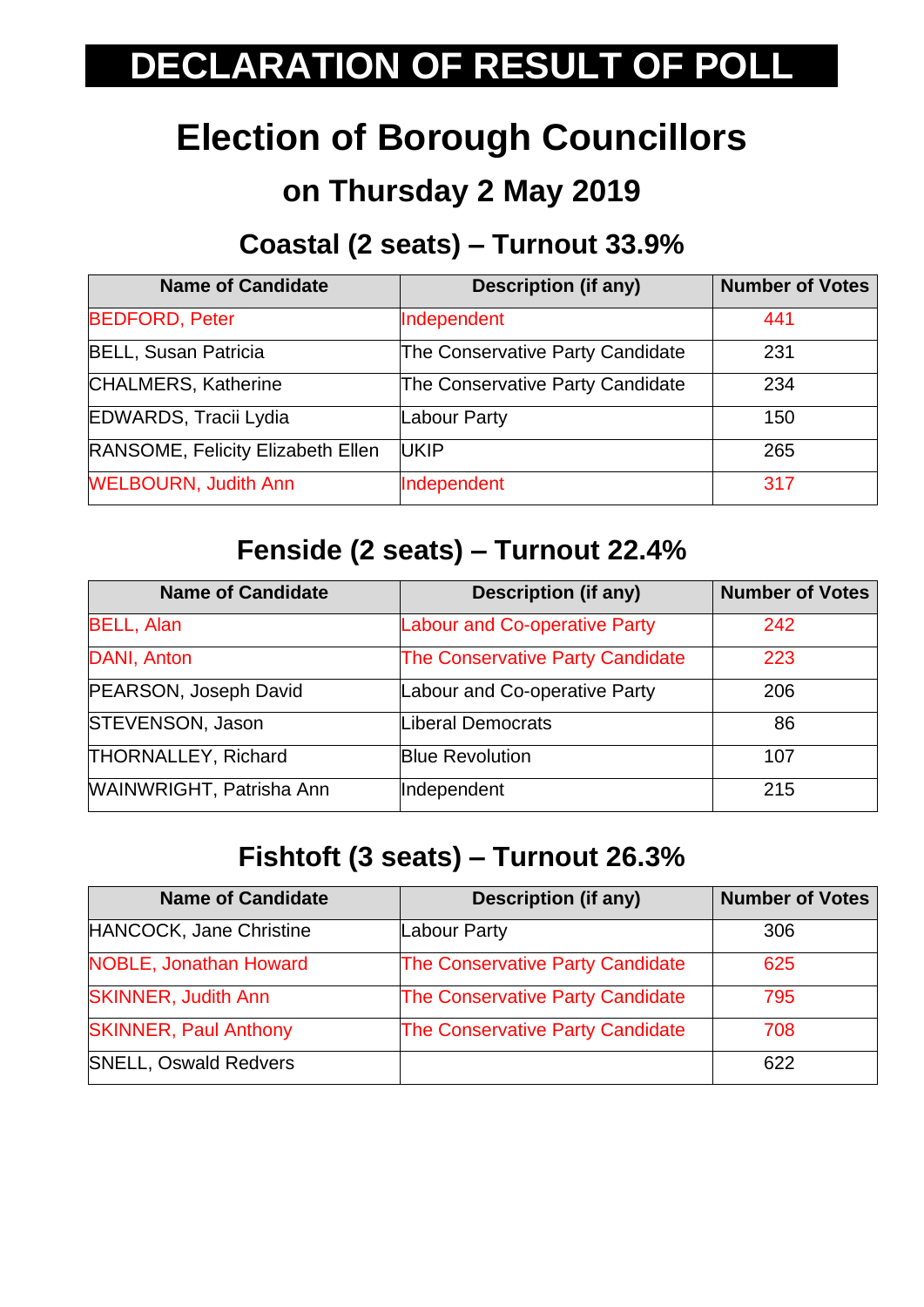# DECLARATION OF RESULT OF POLL

# Election of Borough Councillors

## on Thursday 2 May 2019

### Coastal (2 seats) – Turnout 33.9%

| Name of Candidate | Description (if any) | Number of Votes |
|---|---|---|
| BEDFORD, Peter | Independent | 441 |
| BELL, Susan Patricia | The Conservative Party Candidate | 231 |
| CHALMERS, Katherine | The Conservative Party Candidate | 234 |
| EDWARDS, Tracii Lydia | Labour Party | 150 |
| RANSOME, Felicity Elizabeth Ellen | UKIP | 265 |
| WELBOURN, Judith Ann | Independent | 317 |

### Fenside (2 seats) – Turnout 22.4%

| Name of Candidate | Description (if any) | Number of Votes |
|---|---|---|
| BELL, Alan | Labour and Co-operative Party | 242 |
| DANI, Anton | The Conservative Party Candidate | 223 |
| PEARSON, Joseph David | Labour and Co-operative Party | 206 |
| STEVENSON, Jason | Liberal Democrats | 86 |
| THORNALLEY, Richard | Blue Revolution | 107 |
| WAINWRIGHT, Patrisha Ann | Independent | 215 |

### Fishtoft (3 seats) – Turnout 26.3%

| Name of Candidate | Description (if any) | Number of Votes |
|---|---|---|
| HANCOCK, Jane Christine | Labour Party | 306 |
| NOBLE, Jonathan Howard | The Conservative Party Candidate | 625 |
| SKINNER, Judith Ann | The Conservative Party Candidate | 795 |
| SKINNER, Paul Anthony | The Conservative Party Candidate | 708 |
| SNELL, Oswald Redvers | | 622 |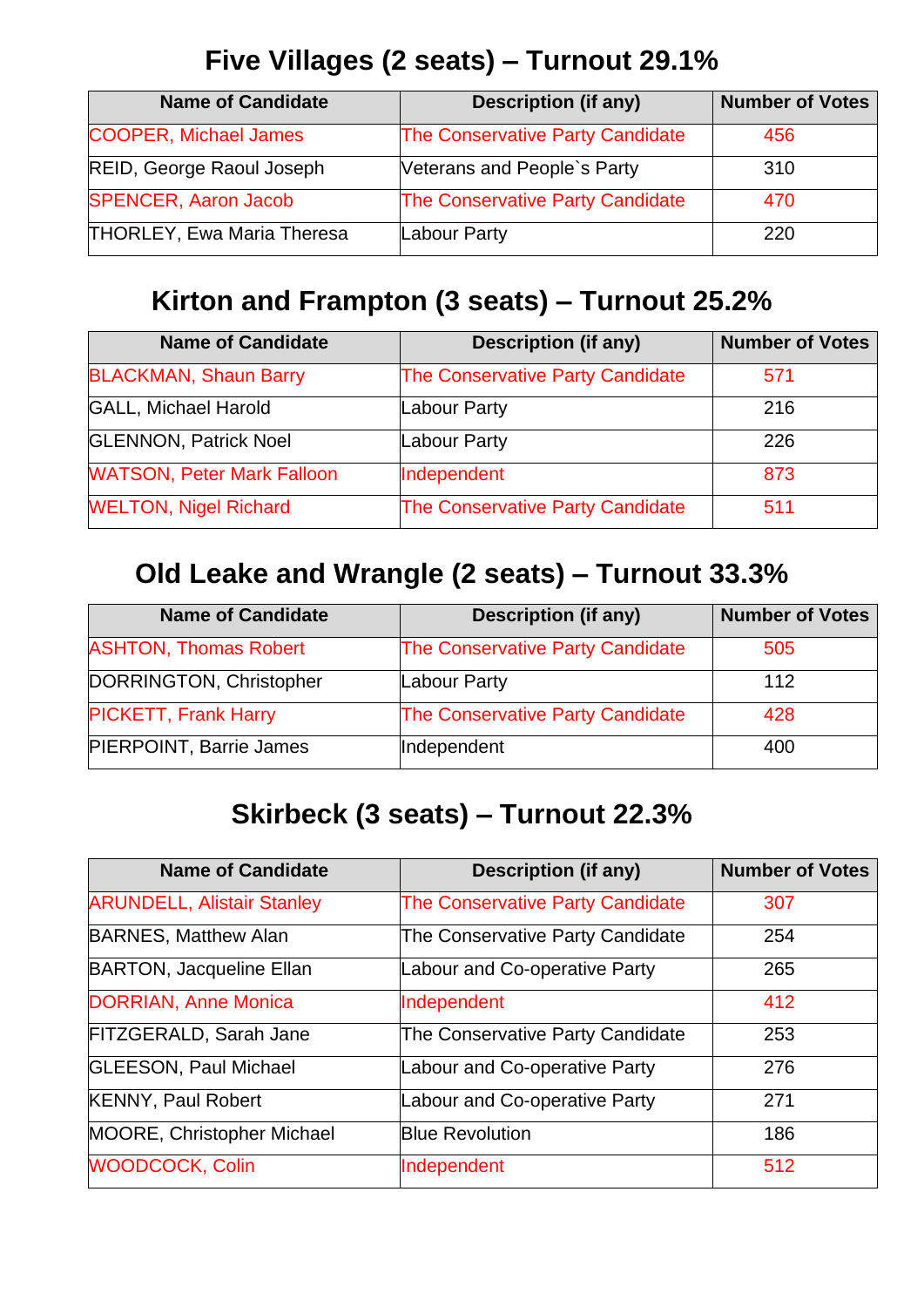## Five Villages (2 seats) – Turnout 29.1%

| Name of Candidate | Description (if any) | Number of Votes |
|---|---|---|
| COOPER, Michael James | The Conservative Party Candidate | 456 |
| REID, George Raoul Joseph | Veterans and People`s Party | 310 |
| SPENCER, Aaron Jacob | The Conservative Party Candidate | 470 |
| THORLEY, Ewa Maria Theresa | Labour Party | 220 |

## Kirton and Frampton (3 seats) – Turnout 25.2%

| Name of Candidate | Description (if any) | Number of Votes |
|---|---|---|
| BLACKMAN, Shaun Barry | The Conservative Party Candidate | 571 |
| GALL, Michael Harold | Labour Party | 216 |
| GLENNON, Patrick Noel | Labour Party | 226 |
| WATSON, Peter Mark Falloon | Independent | 873 |
| WELTON, Nigel Richard | The Conservative Party Candidate | 511 |

## Old Leake and Wrangle (2 seats) – Turnout 33.3%

| Name of Candidate | Description (if any) | Number of Votes |
|---|---|---|
| ASHTON, Thomas Robert | The Conservative Party Candidate | 505 |
| DORRINGTON, Christopher | Labour Party | 112 |
| PICKETT, Frank Harry | The Conservative Party Candidate | 428 |
| PIERPOINT, Barrie James | Independent | 400 |

## Skirbeck (3 seats) – Turnout 22.3%

| Name of Candidate | Description (if any) | Number of Votes |
|---|---|---|
| ARUNDELL, Alistair Stanley | The Conservative Party Candidate | 307 |
| BARNES, Matthew Alan | The Conservative Party Candidate | 254 |
| BARTON, Jacqueline Ellan | Labour and Co-operative Party | 265 |
| DORRIAN, Anne Monica | Independent | 412 |
| FITZGERALD, Sarah Jane | The Conservative Party Candidate | 253 |
| GLEESON, Paul Michael | Labour and Co-operative Party | 276 |
| KENNY, Paul Robert | Labour and Co-operative Party | 271 |
| MOORE, Christopher Michael | Blue Revolution | 186 |
| WOODCOCK, Colin | Independent | 512 |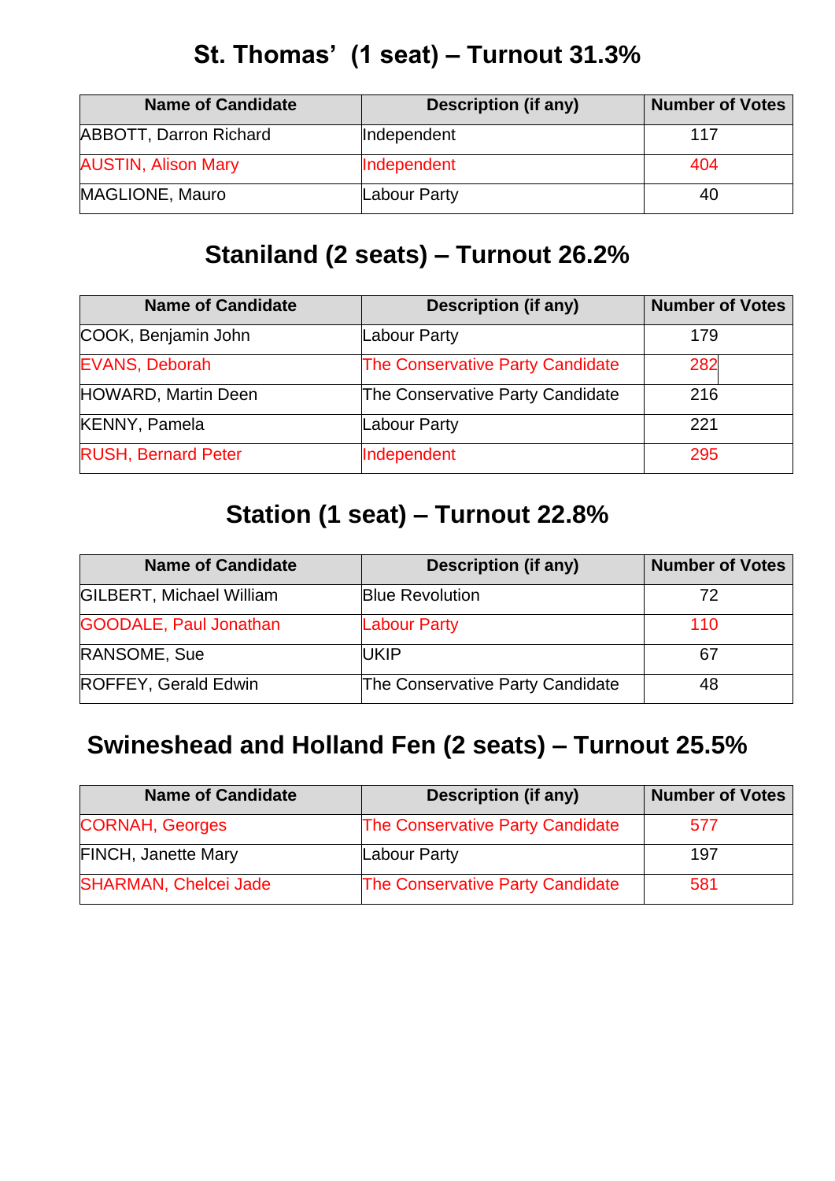## St. Thomas' (1 seat) – Turnout 31.3%

| Name of Candidate | Description (if any) | Number of Votes |
|---|---|---|
| ABBOTT, Darron Richard | Independent | 117 |
| AUSTIN, Alison Mary | Independent | 404 |
| MAGLIONE, Mauro | Labour Party | 40 |

## Staniland (2 seats) – Turnout 26.2%

| Name of Candidate | Description (if any) | Number of Votes |
|---|---|---|
| COOK, Benjamin John | Labour Party | 179 |
| EVANS, Deborah | The Conservative Party Candidate | 282 |
| HOWARD, Martin Deen | The Conservative Party Candidate | 216 |
| KENNY, Pamela | Labour Party | 221 |
| RUSH, Bernard Peter | Independent | 295 |

## Station (1 seat) – Turnout 22.8%

| Name of Candidate | Description (if any) | Number of Votes |
|---|---|---|
| GILBERT, Michael William | Blue Revolution | 72 |
| GOODALE, Paul Jonathan | Labour Party | 110 |
| RANSOME, Sue | UKIP | 67 |
| ROFFEY, Gerald Edwin | The Conservative Party Candidate | 48 |

## Swineshead and Holland Fen (2 seats) – Turnout 25.5%

| Name of Candidate | Description (if any) | Number of Votes |
|---|---|---|
| CORNAH, Georges | The Conservative Party Candidate | 577 |
| FINCH, Janette Mary | Labour Party | 197 |
| SHARMAN, Chelcei Jade | The Conservative Party Candidate | 581 |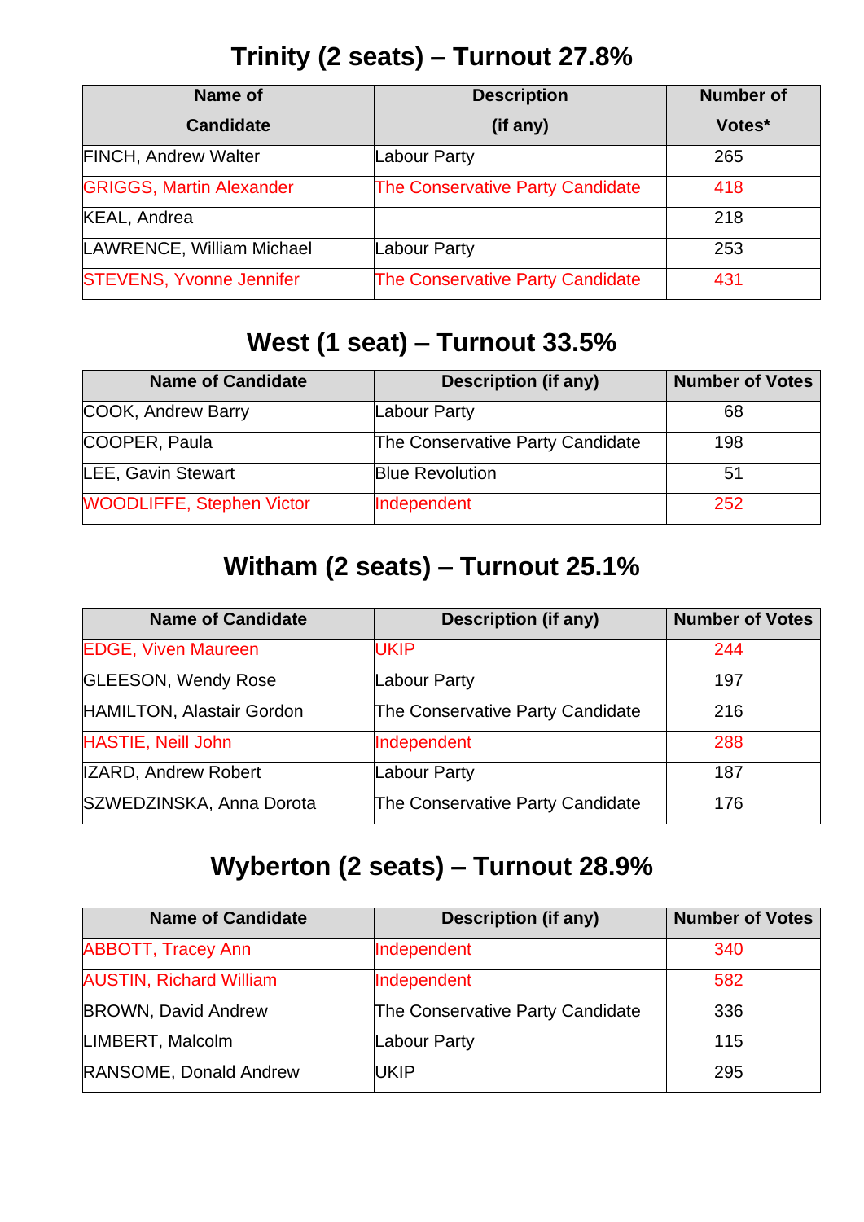## Trinity (2 seats) – Turnout 27.8%

| Name of Candidate | Description (if any) | Number of Votes* |
|---|---|---|
| FINCH, Andrew Walter | Labour Party | 265 |
| GRIGGS, Martin Alexander | The Conservative Party Candidate | 418 |
| KEAL, Andrea | | 218 |
| LAWRENCE, William Michael | Labour Party | 253 |
| STEVENS, Yvonne Jennifer | The Conservative Party Candidate | 431 |

## West (1 seat) – Turnout 33.5%

| Name of Candidate | Description (if any) | Number of Votes |
|---|---|---|
| COOK, Andrew Barry | Labour Party | 68 |
| COOPER, Paula | The Conservative Party Candidate | 198 |
| LEE, Gavin Stewart | Blue Revolution | 51 |
| WOODLIFFE, Stephen Victor | Independent | 252 |

## Witham (2 seats) – Turnout 25.1%

| Name of Candidate | Description (if any) | Number of Votes |
|---|---|---|
| EDGE, Viven Maureen | UKIP | 244 |
| GLEESON, Wendy Rose | Labour Party | 197 |
| HAMILTON, Alastair Gordon | The Conservative Party Candidate | 216 |
| HASTIE, Neill John | Independent | 288 |
| IZARD, Andrew Robert | Labour Party | 187 |
| SZWEDZINSKA, Anna Dorota | The Conservative Party Candidate | 176 |

## Wyberton (2 seats) – Turnout 28.9%

| Name of Candidate | Description (if any) | Number of Votes |
|---|---|---|
| ABBOTT, Tracey Ann | Independent | 340 |
| AUSTIN, Richard William | Independent | 582 |
| BROWN, David Andrew | The Conservative Party Candidate | 336 |
| LIMBERT, Malcolm | Labour Party | 115 |
| RANSOME, Donald Andrew | UKIP | 295 |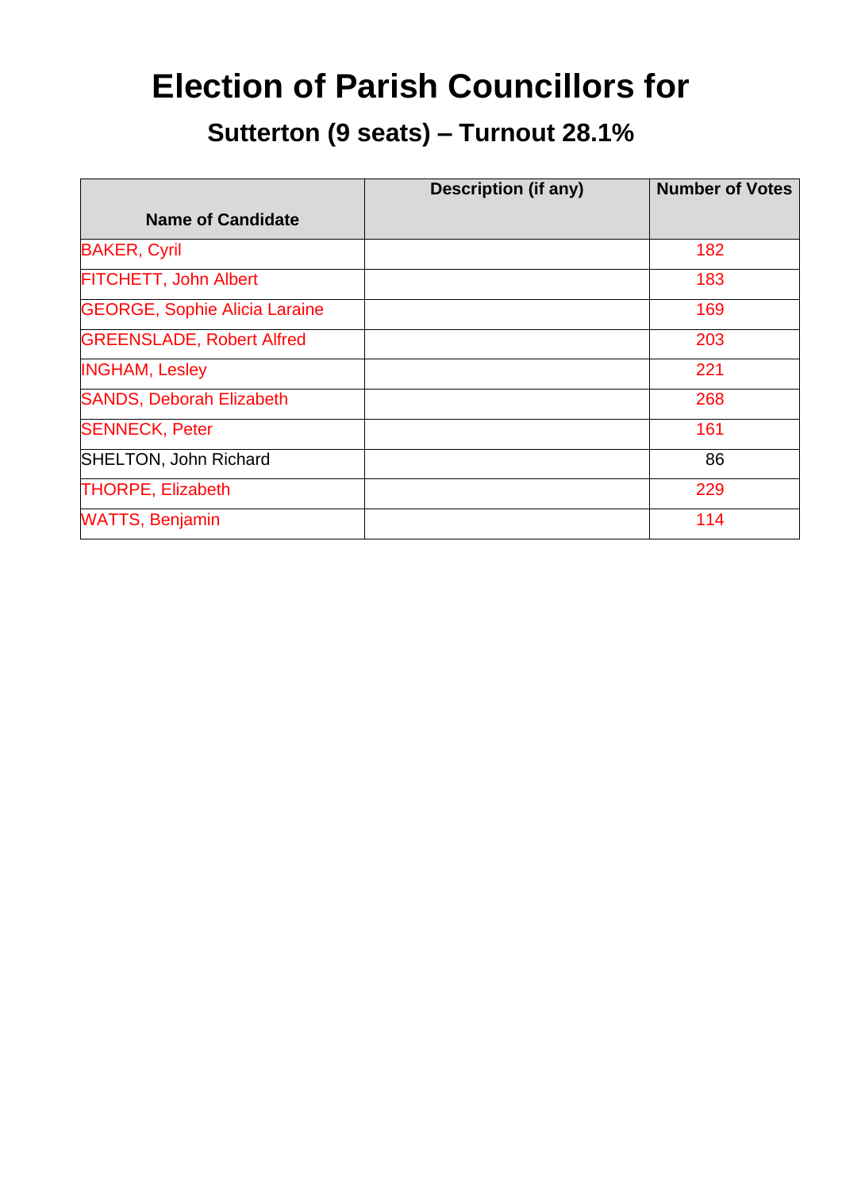# Election of Parish Councillors for

## Sutterton (9 seats) – Turnout 28.1%

| Name of Candidate | Description (if any) | Number of Votes |
|---|---|---|
| BAKER, Cyril | | 182 |
| FITCHETT, John Albert | | 183 |
| GEORGE, Sophie Alicia Laraine | | 169 |
| GREENSLADE, Robert Alfred | | 203 |
| INGHAM, Lesley | | 221 |
| SANDS, Deborah Elizabeth | | 268 |
| SENNECK, Peter | | 161 |
| SHELTON, John Richard | | 86 |
| THORPE, Elizabeth | | 229 |
| WATTS, Benjamin | | 114 |